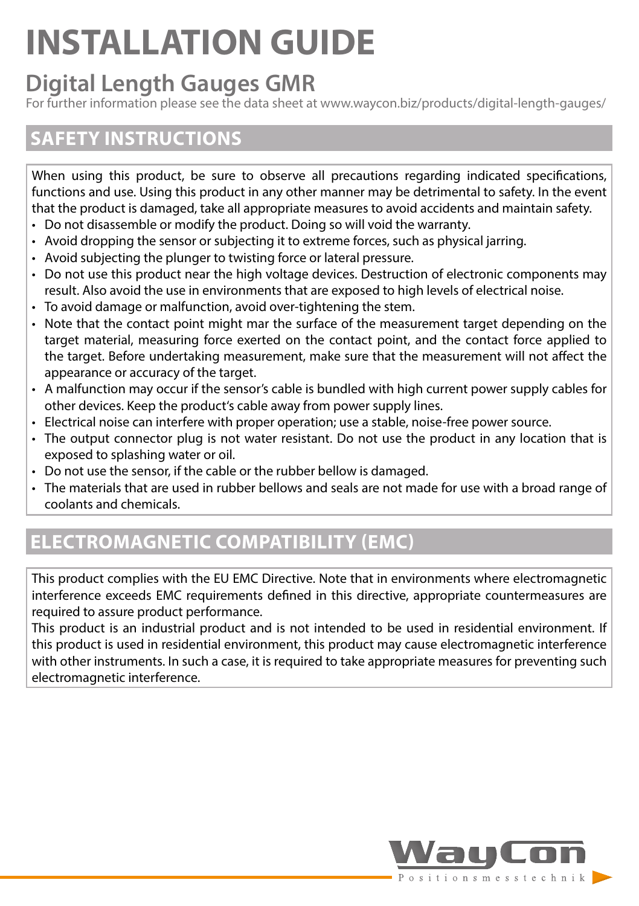# INSTALLATION GUIDE

## Digital Length Gauges GMR

For further information please see the data sheet at www.waycon.biz/products/digital-length-gauges/

## SAFETY INSTRUCTIONS

When using this product, be sure to observe all precautions regarding indicated specifications, functions and use. Using this product in any other manner may be detrimental to safety. In the event that the product is damaged, take all appropriate measures to avoid accidents and maintain safety.

- Do not disassemble or modify the product. Doing so will void the warranty.
- Avoid dropping the sensor or subjecting it to extreme forces, such as physical jarring.
- Avoid subjecting the plunger to twisting force or lateral pressure.
- Do not use this product near the high voltage devices. Destruction of electronic components may result. Also avoid the use in environments that are exposed to high levels of electrical noise.
- To avoid damage or malfunction, avoid over-tightening the stem.
- Note that the contact point might mar the surface of the measurement target depending on the target material, measuring force exerted on the contact point, and the contact force applied to the target. Before undertaking measurement, make sure that the measurement will not affect the appearance or accuracy of the target.
- A malfunction may occur if the sensor's cable is bundled with high current power supply cables for other devices. Keep the product's cable away from power supply lines.
- Electrical noise can interfere with proper operation; use a stable, noise-free power source.
- The output connector plug is not water resistant. Do not use the product in any location that is exposed to splashing water or oil.
- Do not use the sensor, if the cable or the rubber bellow is damaged.
- The materials that are used in rubber bellows and seals are not made for use with a broad range of coolants and chemicals.

## ELECTROMAGNETIC COMPATIBILITY (EMC)

This product complies with the EU EMC Directive. Note that in environments where electromagnetic interference exceeds EMC requirements defined in this directive, appropriate countermeasures are required to assure product performance.

This product is an industrial product and is not intended to be used in residential environment. If this product is used in residential environment, this product may cause electromagnetic interference with other instruments. In such a case, it is required to take appropriate measures for preventing such electromagnetic interference.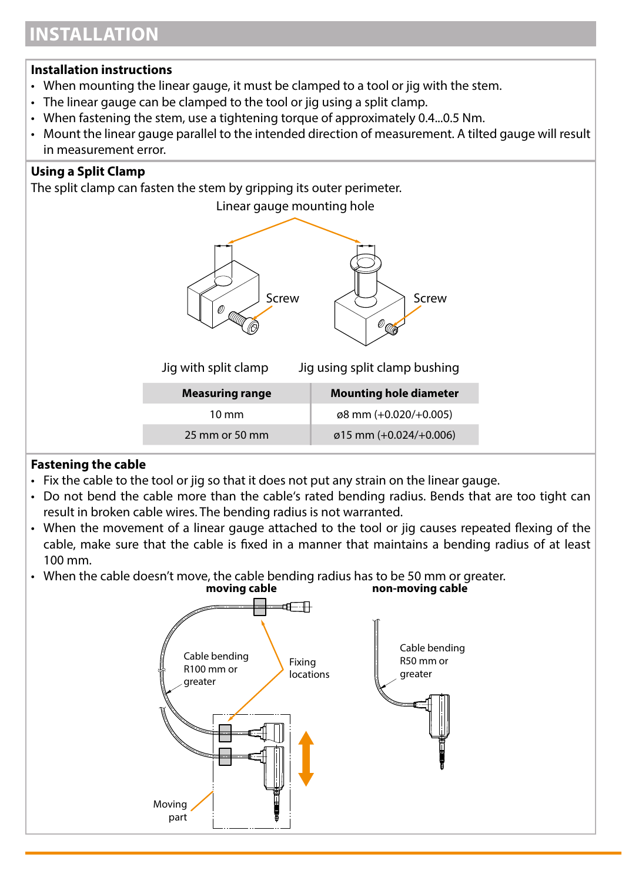# INSTALLATION

**Installation instructions**

- When mounting the linear gauge, it must be clamped to a tool or jig with the stem.
- The linear gauge can be clamped to the tool or jig using a split clamp.
- When fastening the stem, use a tightening torque of approximately 0.4...0.5 Nm.
- Mount the linear gauge parallel to the intended direction of measurement. A tilted gauge will result in measurement error.

**Using a Split Clamp**

The split clamp can fasten the stem by gripping its outer perimeter.

Linear gauge mounting hole

Screw

Screw

Jig with split clamp

Jig using split clamp bushing

| Measuring range | Mounting hole diameter |
|---|---|
| 10 mm | ø8 mm (+0.020/+0.005) |
| 25 mm or 50 mm | ø15 mm (+0.024/+0.006) |

**Fastening the cable**

- Fix the cable to the tool or jig so that it does not put any strain on the linear gauge.
- Do not bend the cable more than the cable's rated bending radius. Bends that are too tight can result in broken cable wires. The bending radius is not warranted.
- When the movement of a linear gauge attached to the tool or jig causes repeated flexing of the cable, make sure that the cable is fixed in a manner that maintains a bending radius of at least 100 mm.
- When the cable doesn't move, the cable bending radius has to be 50 mm or greater.

**moving cable**

Cable bending R100 mm or greater

Fixing locations

Moving part

**non-moving cable**

Cable bending R50 mm or greater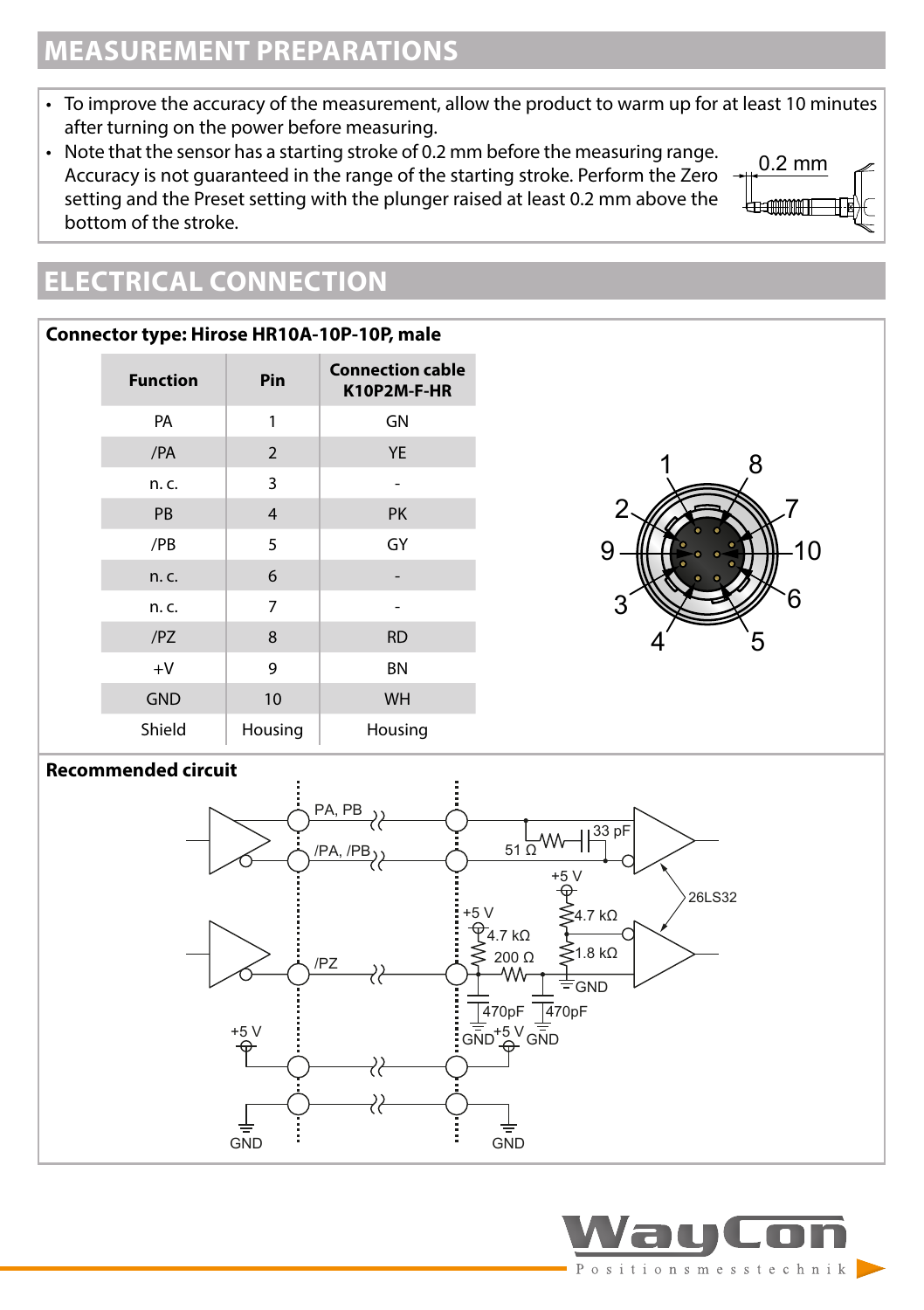## MEASUREMENT PREPARATIONS

- To improve the accuracy of the measurement, allow the product to warm up for at least 10 minutes after turning on the power before measuring.
- Note that the sensor has a starting stroke of 0.2 mm before the measuring range. Accuracy is not guaranteed in the range of the starting stroke. Perform the Zero setting and the Preset setting with the plunger raised at least 0.2 mm above the bottom of the stroke.

## ELECTRICAL CONNECTION

**Connector type: Hirose HR10A-10P-10P, male**

| Function | Pin | Connection cable K10P2M-F-HR |
|---|---|---|
| PA | 1 | GN |
| /PA | 2 | YE |
| n. c. | 3 | - |
| PB | 4 | PK |
| /PB | 5 | GY |
| n. c. | 6 | - |
| n. c. | 7 | - |
| /PZ | 8 | RD |
| +V | 9 | BN |
| GND | 10 | WH |
| Shield | Housing | Housing |

**Recommended circuit**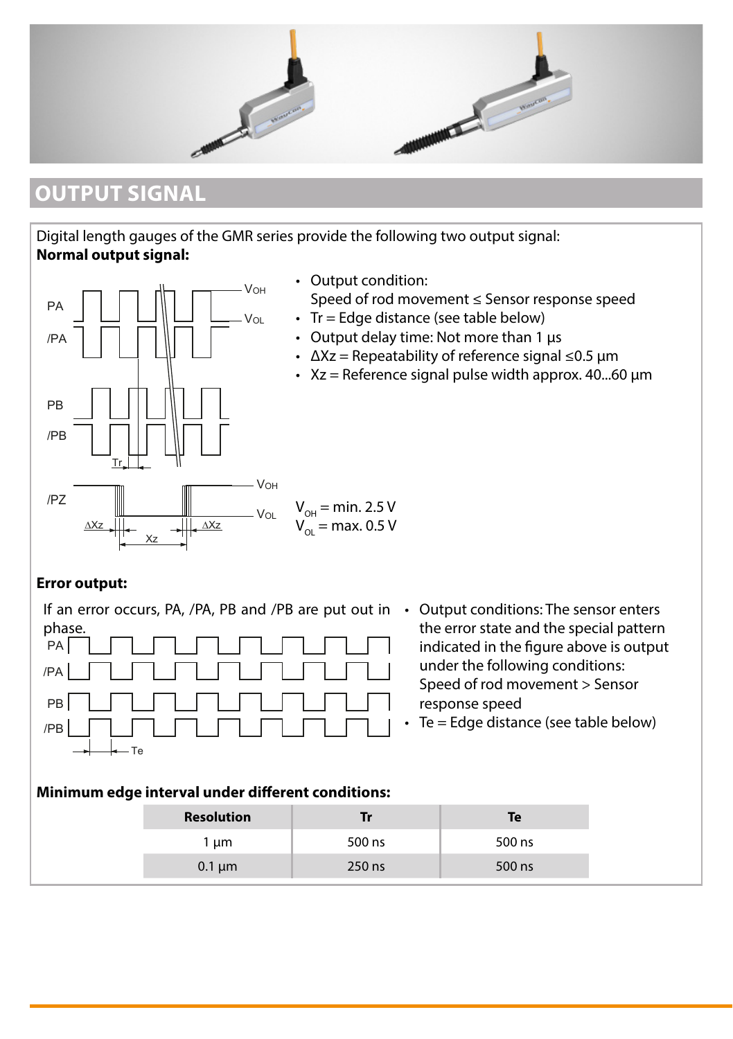## OUTPUT SIGNAL

Digital length gauges of the GMR series provide the following two output signal:

**Normal output signal:**

PA
/PA
PB
/PB
Tr
/PZ
VOH
VOL
ΔXz
Xz
ΔXz

- Output condition:
  Speed of rod movement ≤ Sensor response speed
- Tr = Edge distance (see table below)
- Output delay time: Not more than 1 µs
- ΔXz = Repeatability of reference signal ≤0.5 µm
- Xz = Reference signal pulse width approx. 40...60 µm

$V_{OH}$ = min. 2.5 V
$V_{OL}$ = max. 0.5 V

**Error output:**

If an error occurs, PA, /PA, PB and /PB are put out in phase.

PA
/PA
PB
/PB
Te

- Output conditions: The sensor enters the error state and the special pattern indicated in the figure above is output under the following conditions:
  Speed of rod movement > Sensor response speed
- Te = Edge distance (see table below)

**Minimum edge interval under different conditions:**

| Resolution | Tr | Te |
|---|---|---|
| 1 µm | 500 ns | 500 ns |
| 0.1 µm | 250 ns | 500 ns |